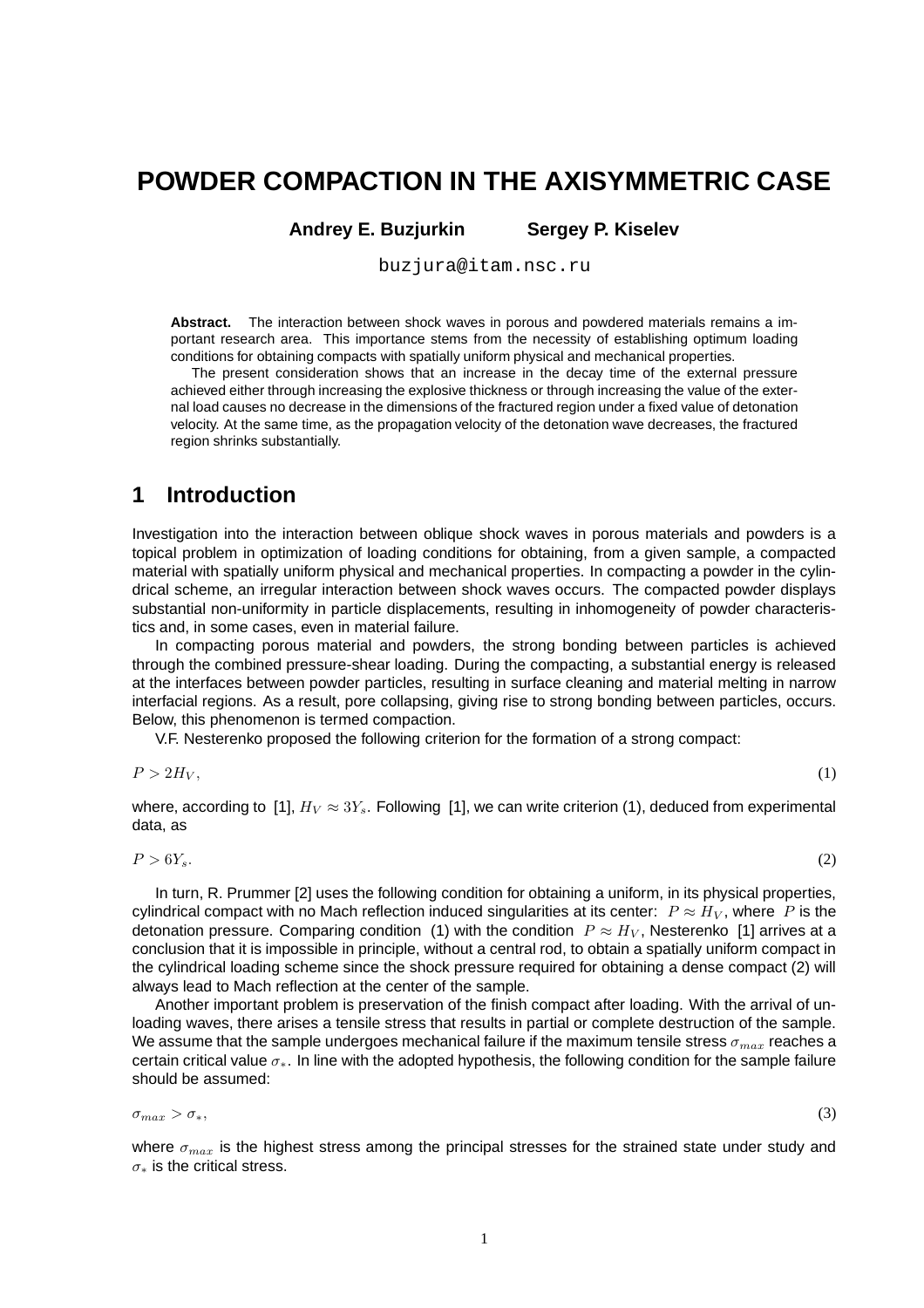# POWDER COMPACTION IN THE AXISYMMETRIC CASE

**Andrey E. Buzjurkin** **Sergey P. Kiselev**

buzjura@itam.nsc.ru

**Abstract.** The interaction between shock waves in porous and powdered materials remains a important research area. This importance stems from the necessity of establishing optimum loading conditions for obtaining compacts with spatially uniform physical and mechanical properties.

The present consideration shows that an increase in the decay time of the external pressure achieved either through increasing the explosive thickness or through increasing the value of the external load causes no decrease in the dimensions of the fractured region under a fixed value of detonation velocity. At the same time, as the propagation velocity of the detonation wave decreases, the fractured region shrinks substantially.

## 1 Introduction

Investigation into the interaction between oblique shock waves in porous materials and powders is a topical problem in optimization of loading conditions for obtaining, from a given sample, a compacted material with spatially uniform physical and mechanical properties. In compacting a powder in the cylindrical scheme, an irregular interaction between shock waves occurs. The compacted powder displays substantial non-uniformity in particle displacements, resulting in inhomogeneity of powder characteristics and, in some cases, even in material failure.

In compacting porous material and powders, the strong bonding between particles is achieved through the combined pressure-shear loading. During the compacting, a substantial energy is released at the interfaces between powder particles, resulting in surface cleaning and material melting in narrow interfacial regions. As a result, pore collapsing, giving rise to strong bonding between particles, occurs. Below, this phenomenon is termed compaction.

V.F. Nesterenko proposed the following criterion for the formation of a strong compact:

$$P > 2H_V, \tag{1}$$

where, according to [1], $H_V \approx 3Y_s$. Following [1], we can write criterion (1), deduced from experimental data, as

$$P > 6Y_s. \tag{2}$$

In turn, R. Prummer [2] uses the following condition for obtaining a uniform, in its physical properties, cylindrical compact with no Mach reflection induced singularities at its center: $P \approx H_V$, where $P$ is the detonation pressure. Comparing condition (1) with the condition $P \approx H_V$, Nesterenko [1] arrives at a conclusion that it is impossible in principle, without a central rod, to obtain a spatially uniform compact in the cylindrical loading scheme since the shock pressure required for obtaining a dense compact (2) will always lead to Mach reflection at the center of the sample.

Another important problem is preservation of the finish compact after loading. With the arrival of unloading waves, there arises a tensile stress that results in partial or complete destruction of the sample. We assume that the sample undergoes mechanical failure if the maximum tensile stress $\sigma_{max}$ reaches a certain critical value $\sigma_*$. In line with the adopted hypothesis, the following condition for the sample failure should be assumed:

$$\sigma_{max} > \sigma_*, \tag{3}$$

where $\sigma_{max}$ is the highest stress among the principal stresses for the strained state under study and $\sigma_*$ is the critical stress.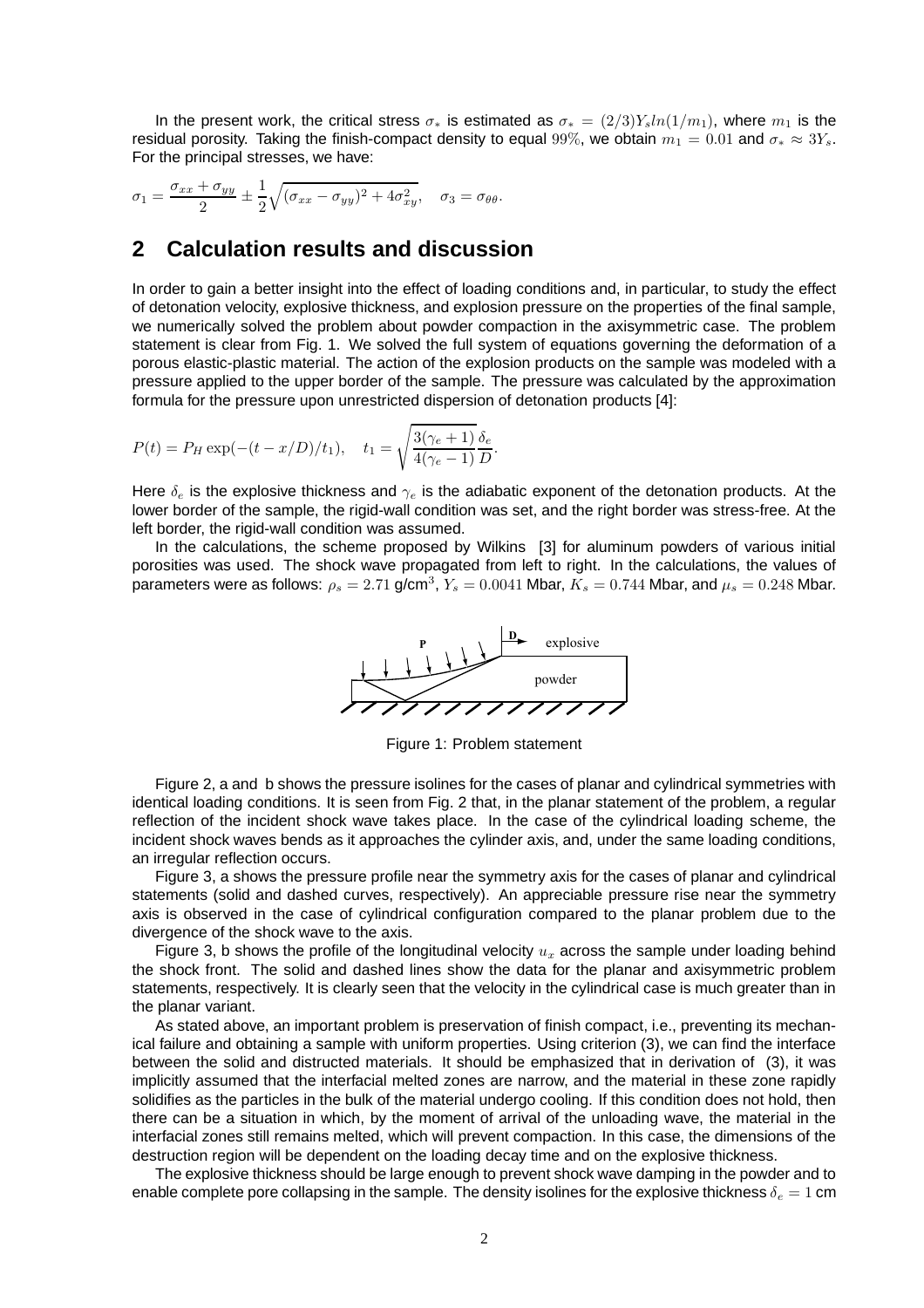In the present work, the critical stress $\sigma_*$ is estimated as $\sigma_* = (2/3)Y_s ln(1/m_1)$, where $m_1$ is the residual porosity. Taking the finish-compact density to equal 99%, we obtain $m_1 = 0.01$ and $\sigma_* \approx 3Y_s$. For the principal stresses, we have:

$$\sigma_1 = \frac{\sigma_{xx} + \sigma_{yy}}{2} \pm \frac{1}{2}\sqrt{(\sigma_{xx} - \sigma_{yy})^2 + 4\sigma_{xy}^2}, \quad \sigma_3 = \sigma_{\theta\theta}.$$

## 2 Calculation results and discussion

In order to gain a better insight into the effect of loading conditions and, in particular, to study the effect of detonation velocity, explosive thickness, and explosion pressure on the properties of the final sample, we numerically solved the problem about powder compaction in the axisymmetric case. The problem statement is clear from Fig. 1. We solved the full system of equations governing the deformation of a porous elastic-plastic material. The action of the explosion products on the sample was modeled with a pressure applied to the upper border of the sample. The pressure was calculated by the approximation formula for the pressure upon unrestricted dispersion of detonation products [4]:

$$P(t) = P_H \exp(-(t - x/D)/t_1), \quad t_1 = \sqrt{\frac{3(\gamma_e + 1)}{4(\gamma_e - 1)}}\frac{\delta_e}{D}.$$

Here $\delta_e$ is the explosive thickness and $\gamma_e$ is the adiabatic exponent of the detonation products. At the lower border of the sample, the rigid-wall condition was set, and the right border was stress-free. At the left border, the rigid-wall condition was assumed.

In the calculations, the scheme proposed by Wilkins [3] for aluminum powders of various initial porosities was used. The shock wave propagated from left to right. In the calculations, the values of parameters were as follows: $\rho_s = 2.71$ g/cm$^3$, $Y_s = 0.0041$ Mbar, $K_s = 0.744$ Mbar, and $\mu_s = 0.248$ Mbar.

Figure 1: Problem statement

Figure 2, a and b shows the pressure isolines for the cases of planar and cylindrical symmetries with identical loading conditions. It is seen from Fig. 2 that, in the planar statement of the problem, a regular reflection of the incident shock wave takes place. In the case of the cylindrical loading scheme, the incident shock waves bends as it approaches the cylinder axis, and, under the same loading conditions, an irregular reflection occurs.

Figure 3, a shows the pressure profile near the symmetry axis for the cases of planar and cylindrical statements (solid and dashed curves, respectively). An appreciable pressure rise near the symmetry axis is observed in the case of cylindrical configuration compared to the planar problem due to the divergence of the shock wave to the axis.

Figure 3, b shows the profile of the longitudinal velocity $u_x$ across the sample under loading behind the shock front. The solid and dashed lines show the data for the planar and axisymmetric problem statements, respectively. It is clearly seen that the velocity in the cylindrical case is much greater than in the planar variant.

As stated above, an important problem is preservation of finish compact, i.e., preventing its mechanical failure and obtaining a sample with uniform properties. Using criterion (3), we can find the interface between the solid and distructed materials. It should be emphasized that in derivation of (3), it was implicitly assumed that the interfacial melted zones are narrow, and the material in these zone rapidly solidifies as the particles in the bulk of the material undergo cooling. If this condition does not hold, then there can be a situation in which, by the moment of arrival of the unloading wave, the material in the interfacial zones still remains melted, which will prevent compaction. In this case, the dimensions of the destruction region will be dependent on the loading decay time and on the explosive thickness.

The explosive thickness should be large enough to prevent shock wave damping in the powder and to enable complete pore collapsing in the sample. The density isolines for the explosive thickness $\delta_e = 1$ cm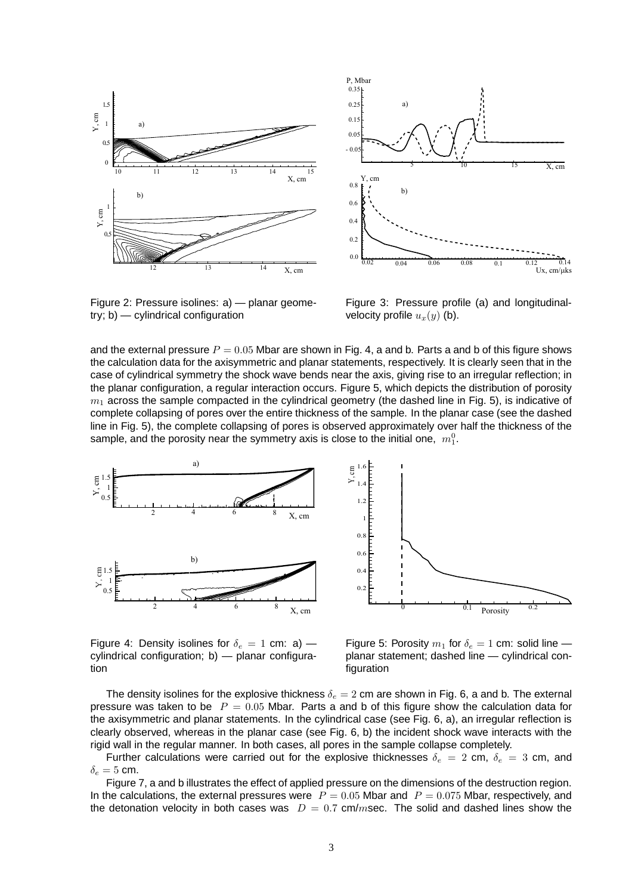Figure 2: Pressure isolines: a) — planar geometry; b) — cylindrical configuration

Figure 3: Pressure profile (a) and longitudinal-velocity profile $u_x(y)$ (b).

and the external pressure $P = 0.05$ Mbar are shown in Fig. 4, a and b. Parts a and b of this figure shows the calculation data for the axisymmetric and planar statements, respectively. It is clearly seen that in the case of cylindrical symmetry the shock wave bends near the axis, giving rise to an irregular reflection; in the planar configuration, a regular interaction occurs. Figure 5, which depicts the distribution of porosity $m_1$ across the sample compacted in the cylindrical geometry (the dashed line in Fig. 5), is indicative of complete collapsing of pores over the entire thickness of the sample. In the planar case (see the dashed line in Fig. 5), the complete collapsing of pores is observed approximately over half the thickness of the sample, and the porosity near the symmetry axis is close to the initial one, $m_1^0$.

Figure 4: Density isolines for $\delta_e = 1$ cm: a) — cylindrical configuration; b) — planar configuration

Figure 5: Porosity $m_1$ for $\delta_e = 1$ cm: solid line — planar statement; dashed line — cylindrical configuration

The density isolines for the explosive thickness $\delta_e = 2$ cm are shown in Fig. 6, a and b. The external pressure was taken to be $P = 0.05$ Mbar. Parts a and b of this figure show the calculation data for the axisymmetric and planar statements. In the cylindrical case (see Fig. 6, a), an irregular reflection is clearly observed, whereas in the planar case (see Fig. 6, b) the incident shock wave interacts with the rigid wall in the regular manner. In both cases, all pores in the sample collapse completely.

Further calculations were carried out for the explosive thicknesses $\delta_e = 2$ cm, $\delta_e = 3$ cm, and $\delta_e = 5$ cm.

Figure 7, a and b illustrates the effect of applied pressure on the dimensions of the destruction region. In the calculations, the external pressures were $P = 0.05$ Mbar and $P = 0.075$ Mbar, respectively, and the detonation velocity in both cases was $D = 0.7$ cm/$m$sec. The solid and dashed lines show the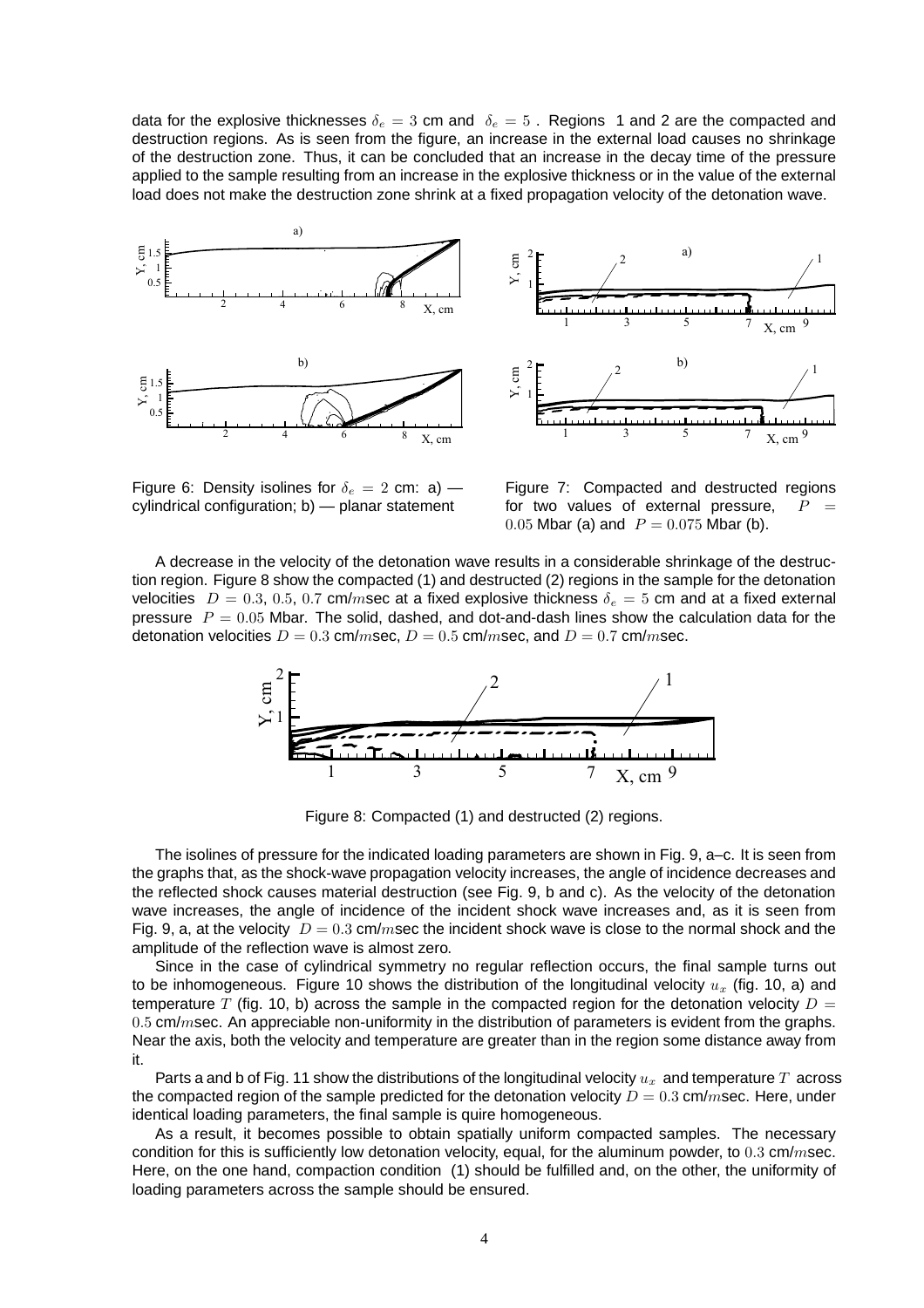data for the explosive thicknesses $\delta_e = 3$ cm and $\delta_e = 5$ . Regions 1 and 2 are the compacted and destruction regions. As is seen from the figure, an increase in the external load causes no shrinkage of the destruction zone. Thus, it can be concluded that an increase in the decay time of the pressure applied to the sample resulting from an increase in the explosive thickness or in the value of the external load does not make the destruction zone shrink at a fixed propagation velocity of the detonation wave.

Figure 6: Density isolines for $\delta_e = 2$ cm: a) — cylindrical configuration; b) — planar statement

Figure 7: Compacted and destructed regions for two values of external pressure, $P = 0.05$ Mbar (a) and $P = 0.075$ Mbar (b).

A decrease in the velocity of the detonation wave results in a considerable shrinkage of the destruction region. Figure 8 show the compacted (1) and destructed (2) regions in the sample for the detonation velocities $D = 0.3$, $0.5$, $0.7$ cm/$m$sec at a fixed explosive thickness $\delta_e = 5$ cm and at a fixed external pressure $P = 0.05$ Mbar. The solid, dashed, and dot-and-dash lines show the calculation data for the detonation velocities $D = 0.3$ cm/$m$sec, $D = 0.5$ cm/$m$sec, and $D = 0.7$ cm/$m$sec.

Figure 8: Compacted (1) and destructed (2) regions.

The isolines of pressure for the indicated loading parameters are shown in Fig. 9, a–c. It is seen from the graphs that, as the shock-wave propagation velocity increases, the angle of incidence decreases and the reflected shock causes material destruction (see Fig. 9, b and c). As the velocity of the detonation wave increases, the angle of incidence of the incident shock wave increases and, as it is seen from Fig. 9, a, at the velocity $D = 0.3$ cm/$m$sec the incident shock wave is close to the normal shock and the amplitude of the reflection wave is almost zero.

Since in the case of cylindrical symmetry no regular reflection occurs, the final sample turns out to be inhomogeneous. Figure 10 shows the distribution of the longitudinal velocity $u_x$ (fig. 10, a) and temperature $T$ (fig. 10, b) across the sample in the compacted region for the detonation velocity $D = 0.5$ cm/$m$sec. An appreciable non-uniformity in the distribution of parameters is evident from the graphs. Near the axis, both the velocity and temperature are greater than in the region some distance away from it.

Parts a and b of Fig. 11 show the distributions of the longitudinal velocity $u_x$ and temperature $T$ across the compacted region of the sample predicted for the detonation velocity $D = 0.3$ cm/$m$sec. Here, under identical loading parameters, the final sample is quire homogeneous.

As a result, it becomes possible to obtain spatially uniform compacted samples. The necessary condition for this is sufficiently low detonation velocity, equal, for the aluminum powder, to $0.3$ cm/$m$sec. Here, on the one hand, compaction condition (1) should be fulfilled and, on the other, the uniformity of loading parameters across the sample should be ensured.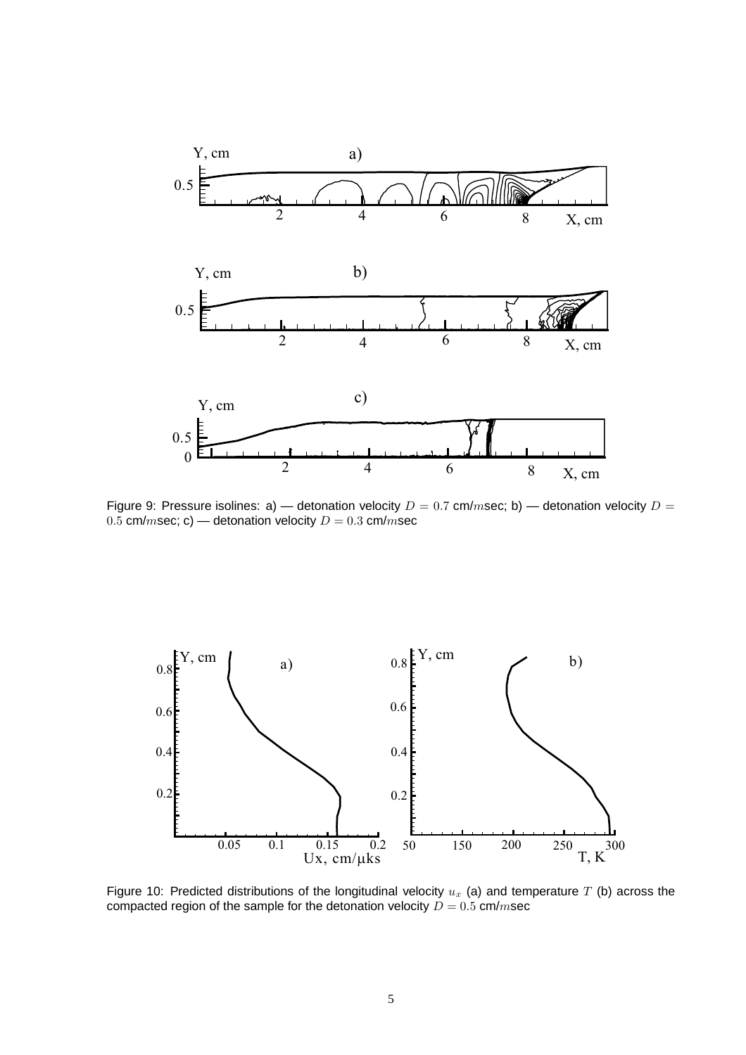Figure 9: Pressure isolines: a) — detonation velocity $D = 0.7$ cm/$m$sec; b) — detonation velocity $D = 0.5$ cm/$m$sec; c) — detonation velocity $D = 0.3$ cm/$m$sec

Figure 10: Predicted distributions of the longitudinal velocity $u_x$ (a) and temperature $T$ (b) across the compacted region of the sample for the detonation velocity $D = 0.5$ cm/$m$sec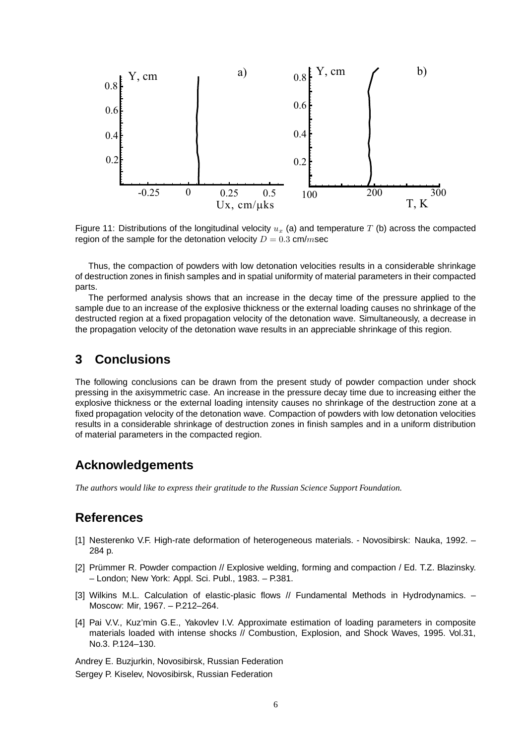Y, cm

a)

0.8

0.6

0.4

0.2

-0.25 0 0.25 0.5

Ux, cm/μks

Y, cm

b)

0.8

0.6

0.4

0.2

100 200 300

T, K

Figure 11: Distributions of the longitudinal velocity $u_x$ (a) and temperature $T$ (b) across the compacted region of the sample for the detonation velocity $D = 0.3$ cm/$m$sec

Thus, the compaction of powders with low detonation velocities results in a considerable shrinkage of destruction zones in finish samples and in spatial uniformity of material parameters in their compacted parts.

The performed analysis shows that an increase in the decay time of the pressure applied to the sample due to an increase of the explosive thickness or the external loading causes no shrinkage of the destructed region at a fixed propagation velocity of the detonation wave. Simultaneously, a decrease in the propagation velocity of the detonation wave results in an appreciable shrinkage of this region.

## 3 Conclusions

The following conclusions can be drawn from the present study of powder compaction under shock pressing in the axisymmetric case. An increase in the pressure decay time due to increasing either the explosive thickness or the external loading intensity causes no shrinkage of the destruction zone at a fixed propagation velocity of the detonation wave. Compaction of powders with low detonation velocities results in a considerable shrinkage of destruction zones in finish samples and in a uniform distribution of material parameters in the compacted region.

## Acknowledgements

*The authors would like to express their gratitude to the Russian Science Support Foundation.*

## References

[1] Nesterenko V.F. High-rate deformation of heterogeneous materials. - Novosibirsk: Nauka, 1992. – 284 p.

[2] Prümmer R. Powder compaction // Explosive welding, forming and compaction / Ed. T.Z. Blazinsky. – London; New York: Appl. Sci. Publ., 1983. – P.381.

[3] Wilkins M.L. Calculation of elastic-plasic flows // Fundamental Methods in Hydrodynamics. – Moscow: Mir, 1967. – P.212–264.

[4] Pai V.V., Kuz'min G.E., Yakovlev I.V. Approximate estimation of loading parameters in composite materials loaded with intense shocks // Combustion, Explosion, and Shock Waves, 1995. Vol.31, No.3. P.124–130.

Andrey E. Buzjurkin, Novosibirsk, Russian Federation

Sergey P. Kiselev, Novosibirsk, Russian Federation